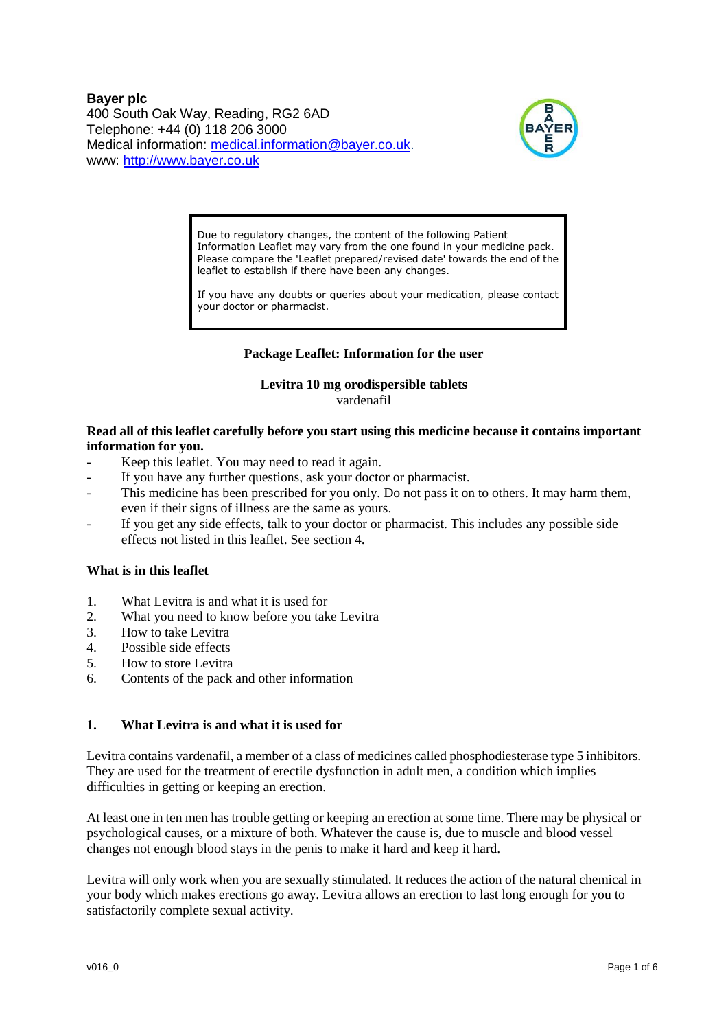**Bayer plc**
400 South Oak Way, Reading, RG2 6AD
Telephone: +44 (0) 118 206 3000
Medical information: medical.information@bayer.co.uk.
www: http://www.bayer.co.uk

> Due to regulatory changes, the content of the following Patient Information Leaflet may vary from the one found in your medicine pack. Please compare the 'Leaflet prepared/revised date' towards the end of the leaflet to establish if there have been any changes.
>
> If you have any doubts or queries about your medication, please contact your doctor or pharmacist.

## Package Leaflet: Information for the user

**Levitra 10 mg orodispersible tablets**
vardenafil

**Read all of this leaflet carefully before you start using this medicine because it contains important information for you.**

- Keep this leaflet. You may need to read it again.
- If you have any further questions, ask your doctor or pharmacist.
- This medicine has been prescribed for you only. Do not pass it on to others. It may harm them, even if their signs of illness are the same as yours.
- If you get any side effects, talk to your doctor or pharmacist. This includes any possible side effects not listed in this leaflet. See section 4.

**What is in this leaflet**

1. What Levitra is and what it is used for
2. What you need to know before you take Levitra
3. How to take Levitra
4. Possible side effects
5. How to store Levitra
6. Contents of the pack and other information

## 1. What Levitra is and what it is used for

Levitra contains vardenafil, a member of a class of medicines called phosphodiesterase type 5 inhibitors. They are used for the treatment of erectile dysfunction in adult men, a condition which implies difficulties in getting or keeping an erection.

At least one in ten men has trouble getting or keeping an erection at some time. There may be physical or psychological causes, or a mixture of both. Whatever the cause is, due to muscle and blood vessel changes not enough blood stays in the penis to make it hard and keep it hard.

Levitra will only work when you are sexually stimulated. It reduces the action of the natural chemical in your body which makes erections go away. Levitra allows an erection to last long enough for you to satisfactorily complete sexual activity.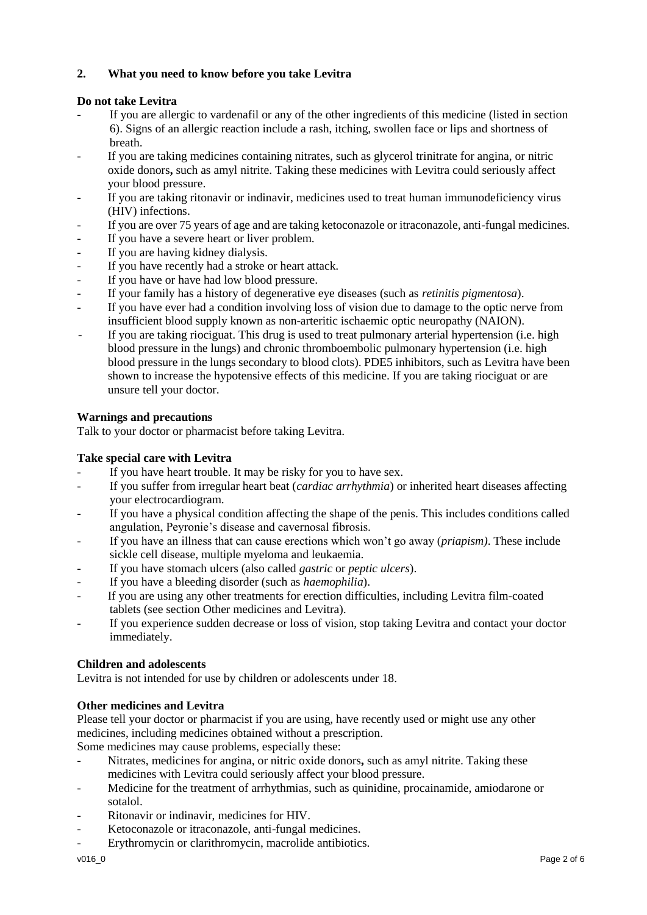## 2. What you need to know before you take Levitra

**Do not take Levitra**

- If you are allergic to vardenafil or any of the other ingredients of this medicine (listed in section 6). Signs of an allergic reaction include a rash, itching, swollen face or lips and shortness of breath.
- If you are taking medicines containing nitrates, such as glycerol trinitrate for angina, or nitric oxide donors**,** such as amyl nitrite. Taking these medicines with Levitra could seriously affect your blood pressure.
- If you are taking ritonavir or indinavir, medicines used to treat human immunodeficiency virus (HIV) infections.
- If you are over 75 years of age and are taking ketoconazole or itraconazole, anti-fungal medicines.
- If you have a severe heart or liver problem.
- If you are having kidney dialysis.
- If you have recently had a stroke or heart attack.
- If you have or have had low blood pressure.
- If your family has a history of degenerative eye diseases (such as *retinitis pigmentosa*).
- If you have ever had a condition involving loss of vision due to damage to the optic nerve from insufficient blood supply known as non-arteritic ischaemic optic neuropathy (NAION).
- If you are taking riociguat. This drug is used to treat pulmonary arterial hypertension (i.e. high blood pressure in the lungs) and chronic thromboembolic pulmonary hypertension (i.e. high blood pressure in the lungs secondary to blood clots). PDE5 inhibitors, such as Levitra have been shown to increase the hypotensive effects of this medicine. If you are taking riociguat or are unsure tell your doctor.

**Warnings and precautions**

Talk to your doctor or pharmacist before taking Levitra.

**Take special care with Levitra**

- If you have heart trouble. It may be risky for you to have sex.
- If you suffer from irregular heart beat (*cardiac arrhythmia*) or inherited heart diseases affecting your electrocardiogram.
- If you have a physical condition affecting the shape of the penis. This includes conditions called angulation, Peyronie's disease and cavernosal fibrosis.
- If you have an illness that can cause erections which won't go away (*priapism)*. These include sickle cell disease, multiple myeloma and leukaemia.
- If you have stomach ulcers (also called *gastric* or *peptic ulcers*).
- If you have a bleeding disorder (such as *haemophilia*).
- If you are using any other treatments for erection difficulties, including Levitra film-coated tablets (see section Other medicines and Levitra).
- If you experience sudden decrease or loss of vision, stop taking Levitra and contact your doctor immediately.

**Children and adolescents**

Levitra is not intended for use by children or adolescents under 18.

**Other medicines and Levitra**

Please tell your doctor or pharmacist if you are using, have recently used or might use any other medicines, including medicines obtained without a prescription.

Some medicines may cause problems, especially these:

- Nitrates, medicines for angina, or nitric oxide donors**,** such as amyl nitrite. Taking these medicines with Levitra could seriously affect your blood pressure.
- Medicine for the treatment of arrhythmias, such as quinidine, procainamide, amiodarone or sotalol.
- Ritonavir or indinavir, medicines for HIV.
- Ketoconazole or itraconazole, anti-fungal medicines.
- Erythromycin or clarithromycin, macrolide antibiotics.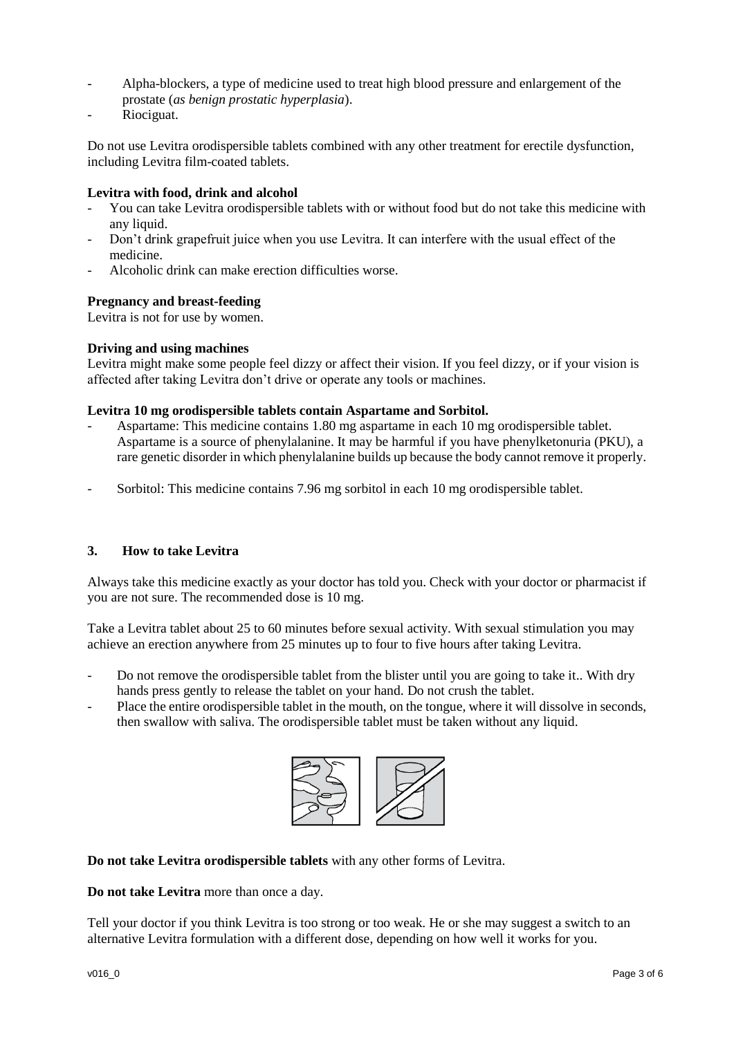- Alpha-blockers, a type of medicine used to treat high blood pressure and enlargement of the prostate (*as benign prostatic hyperplasia*).
- Riociguat.

Do not use Levitra orodispersible tablets combined with any other treatment for erectile dysfunction, including Levitra film-coated tablets.

**Levitra with food, drink and alcohol**

- You can take Levitra orodispersible tablets with or without food but do not take this medicine with any liquid.
- Don't drink grapefruit juice when you use Levitra. It can interfere with the usual effect of the medicine.
- Alcoholic drink can make erection difficulties worse.

**Pregnancy and breast-feeding**

Levitra is not for use by women.

**Driving and using machines**

Levitra might make some people feel dizzy or affect their vision. If you feel dizzy, or if your vision is affected after taking Levitra don't drive or operate any tools or machines.

**Levitra 10 mg orodispersible tablets contain Aspartame and Sorbitol.**

- Aspartame: This medicine contains 1.80 mg aspartame in each 10 mg orodispersible tablet. Aspartame is a source of phenylalanine. It may be harmful if you have phenylketonuria (PKU), a rare genetic disorder in which phenylalanine builds up because the body cannot remove it properly.
- Sorbitol: This medicine contains 7.96 mg sorbitol in each 10 mg orodispersible tablet.

## 3. How to take Levitra

Always take this medicine exactly as your doctor has told you. Check with your doctor or pharmacist if you are not sure. The recommended dose is 10 mg.

Take a Levitra tablet about 25 to 60 minutes before sexual activity. With sexual stimulation you may achieve an erection anywhere from 25 minutes up to four to five hours after taking Levitra.

- Do not remove the orodispersible tablet from the blister until you are going to take it.. With dry hands press gently to release the tablet on your hand. Do not crush the tablet.
- Place the entire orodispersible tablet in the mouth, on the tongue, where it will dissolve in seconds, then swallow with saliva. The orodispersible tablet must be taken without any liquid.

**Do not take Levitra orodispersible tablets** with any other forms of Levitra.

**Do not take Levitra** more than once a day.

Tell your doctor if you think Levitra is too strong or too weak. He or she may suggest a switch to an alternative Levitra formulation with a different dose, depending on how well it works for you.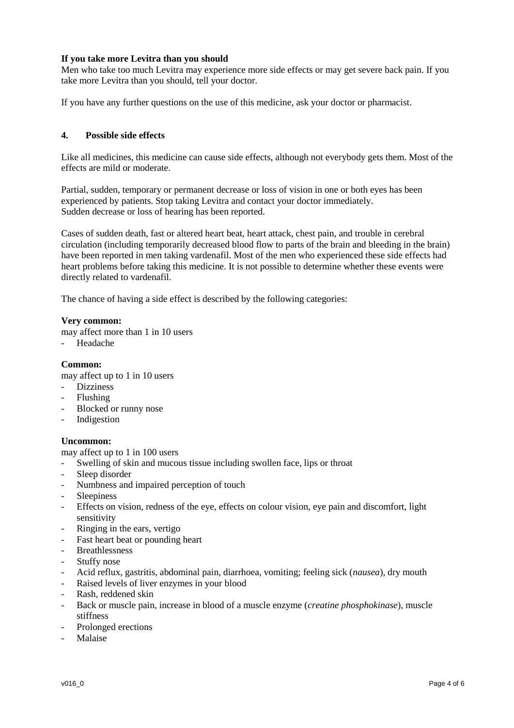**If you take more Levitra than you should**

Men who take too much Levitra may experience more side effects or may get severe back pain. If you take more Levitra than you should, tell your doctor.

If you have any further questions on the use of this medicine, ask your doctor or pharmacist.

## 4. Possible side effects

Like all medicines, this medicine can cause side effects, although not everybody gets them. Most of the effects are mild or moderate.

Partial, sudden, temporary or permanent decrease or loss of vision in one or both eyes has been experienced by patients. Stop taking Levitra and contact your doctor immediately.
Sudden decrease or loss of hearing has been reported.

Cases of sudden death, fast or altered heart beat, heart attack, chest pain, and trouble in cerebral circulation (including temporarily decreased blood flow to parts of the brain and bleeding in the brain) have been reported in men taking vardenafil. Most of the men who experienced these side effects had heart problems before taking this medicine. It is not possible to determine whether these events were directly related to vardenafil.

The chance of having a side effect is described by the following categories:

**Very common:**
may affect more than 1 in 10 users
- Headache

**Common:**
may affect up to 1 in 10 users
- Dizziness
- Flushing
- Blocked or runny nose
- Indigestion

**Uncommon:**
may affect up to 1 in 100 users
- Swelling of skin and mucous tissue including swollen face, lips or throat
- Sleep disorder
- Numbness and impaired perception of touch
- Sleepiness
- Effects on vision, redness of the eye, effects on colour vision, eye pain and discomfort, light sensitivity
- Ringing in the ears, vertigo
- Fast heart beat or pounding heart
- Breathlessness
- Stuffy nose
- Acid reflux, gastritis, abdominal pain, diarrhoea, vomiting; feeling sick (*nausea*), dry mouth
- Raised levels of liver enzymes in your blood
- Rash, reddened skin
- Back or muscle pain, increase in blood of a muscle enzyme (*creatine phosphokinase*), muscle stiffness
- Prolonged erections
- Malaise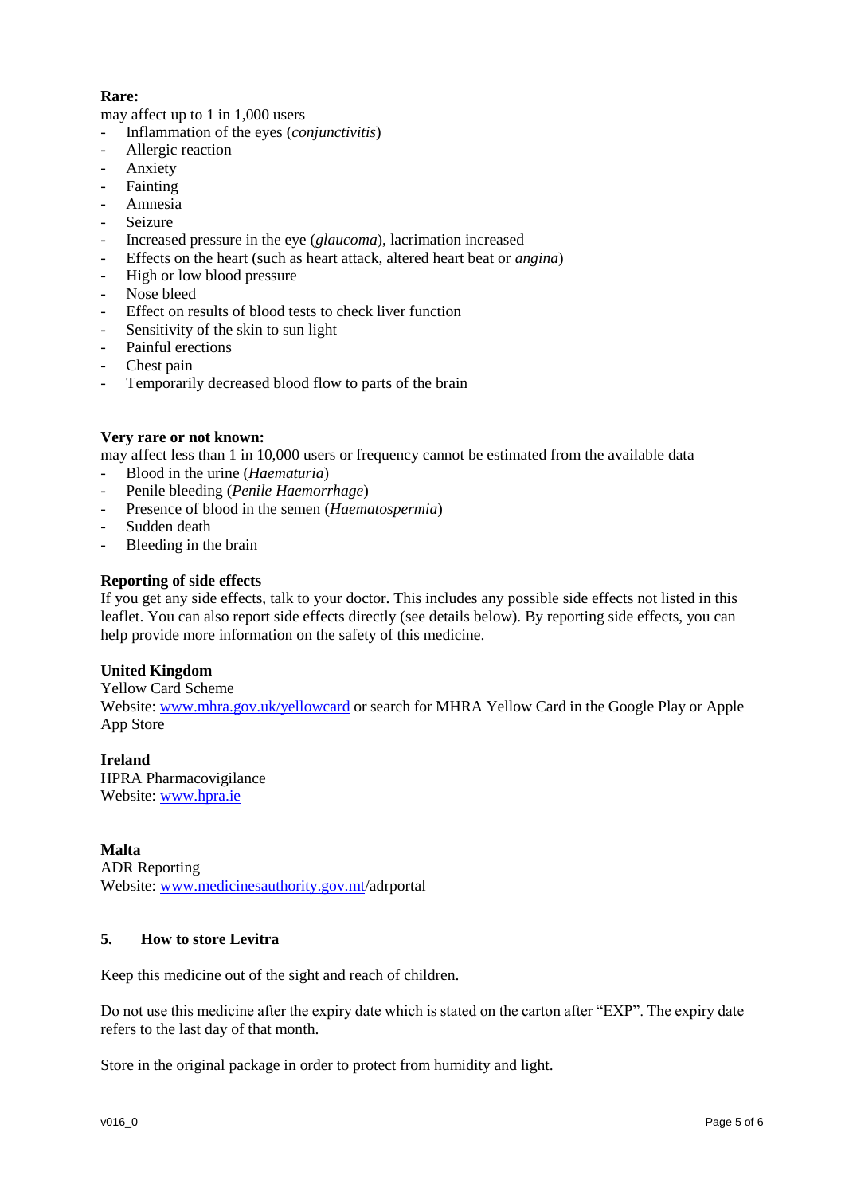**Rare:**

may affect up to 1 in 1,000 users

- Inflammation of the eyes (*conjunctivitis*)
- Allergic reaction
- Anxiety
- Fainting
- Amnesia
- Seizure
- Increased pressure in the eye (*glaucoma*), lacrimation increased
- Effects on the heart (such as heart attack, altered heart beat or *angina*)
- High or low blood pressure
- Nose bleed
- Effect on results of blood tests to check liver function
- Sensitivity of the skin to sun light
- Painful erections
- Chest pain
- Temporarily decreased blood flow to parts of the brain

**Very rare or not known:**

may affect less than 1 in 10,000 users or frequency cannot be estimated from the available data

- Blood in the urine (*Haematuria*)
- Penile bleeding (*Penile Haemorrhage*)
- Presence of blood in the semen (*Haematospermia*)
- Sudden death
- Bleeding in the brain

**Reporting of side effects**

If you get any side effects, talk to your doctor. This includes any possible side effects not listed in this leaflet. You can also report side effects directly (see details below). By reporting side effects, you can help provide more information on the safety of this medicine.

**United Kingdom**

Yellow Card Scheme

Website: www.mhra.gov.uk/yellowcard or search for MHRA Yellow Card in the Google Play or Apple App Store

**Ireland**

HPRA Pharmacovigilance

Website: www.hpra.ie

**Malta**

ADR Reporting

Website: www.medicinesauthority.gov.mt/adrportal

## 5. How to store Levitra

Keep this medicine out of the sight and reach of children.

Do not use this medicine after the expiry date which is stated on the carton after "EXP". The expiry date refers to the last day of that month.

Store in the original package in order to protect from humidity and light.

v016_0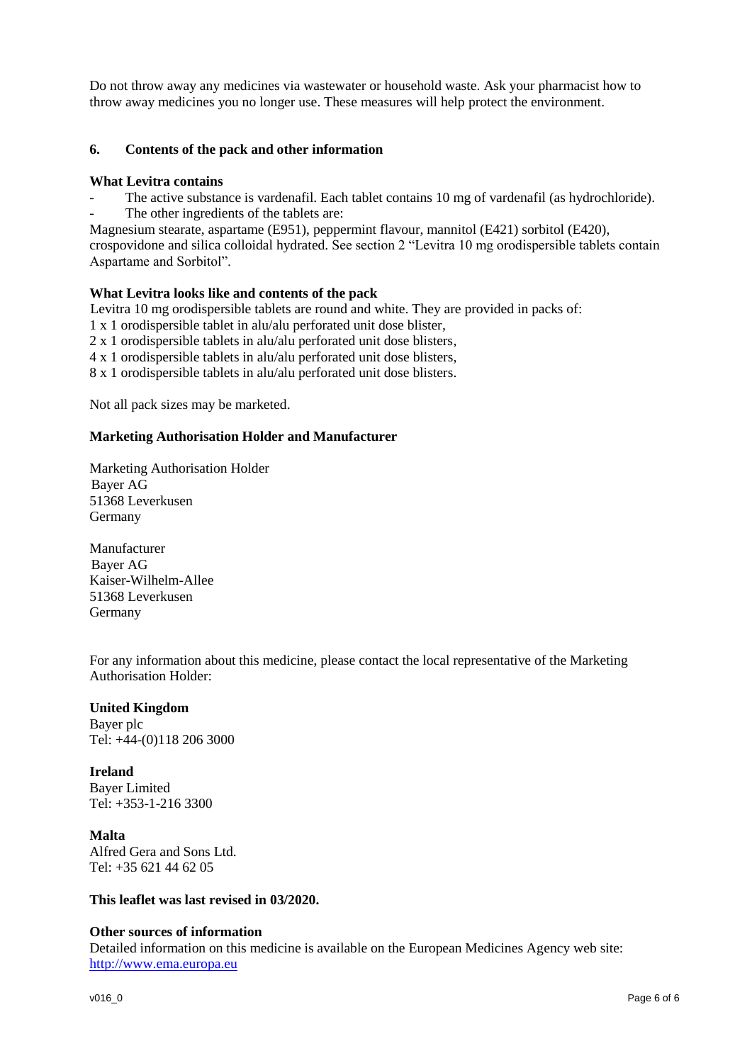Do not throw away any medicines via wastewater or household waste. Ask your pharmacist how to throw away medicines you no longer use. These measures will help protect the environment.

## 6. Contents of the pack and other information

**What Levitra contains**

- The active substance is vardenafil. Each tablet contains 10 mg of vardenafil (as hydrochloride).
- The other ingredients of the tablets are:

Magnesium stearate, aspartame (E951), peppermint flavour, mannitol (E421) sorbitol (E420), crospovidone and silica colloidal hydrated. See section 2 "Levitra 10 mg orodispersible tablets contain Aspartame and Sorbitol".

**What Levitra looks like and contents of the pack**

Levitra 10 mg orodispersible tablets are round and white. They are provided in packs of:
1 x 1 orodispersible tablet in alu/alu perforated unit dose blister,
2 x 1 orodispersible tablets in alu/alu perforated unit dose blisters,
4 x 1 orodispersible tablets in alu/alu perforated unit dose blisters,
8 x 1 orodispersible tablets in alu/alu perforated unit dose blisters.

Not all pack sizes may be marketed.

**Marketing Authorisation Holder and Manufacturer**

Marketing Authorisation Holder
Bayer AG
51368 Leverkusen
Germany

Manufacturer
Bayer AG
Kaiser-Wilhelm-Allee
51368 Leverkusen
Germany

For any information about this medicine, please contact the local representative of the Marketing Authorisation Holder:

**United Kingdom**
Bayer plc
Tel: +44-(0)118 206 3000

**Ireland**
Bayer Limited
Tel: +353-1-216 3300

**Malta**
Alfred Gera and Sons Ltd.
Tel: +35 621 44 62 05

**This leaflet was last revised in 03/2020.**

**Other sources of information**
Detailed information on this medicine is available on the European Medicines Agency web site: http://www.ema.europa.eu